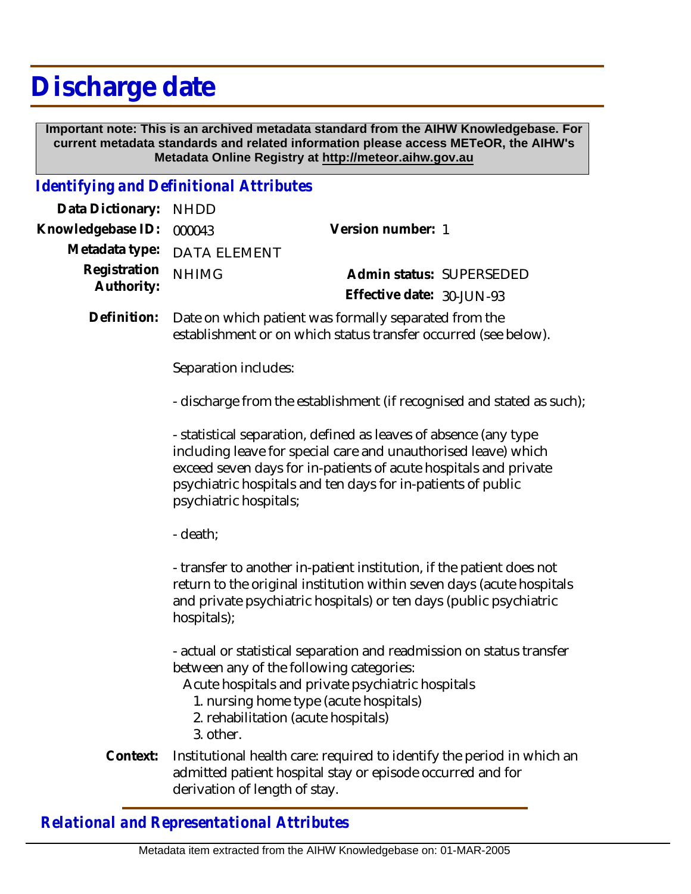# Discharge date

**Important note: This is an archived metadata standard from the AIHW Knowledgebase. For current metadata standards and related information please access METeOR, the AIHW's Metadata Online Registry at http://meteor.aihw.gov.au**

## *Identifying and Definitional Attributes*

**Data Dictionary:** NHDD

**Knowledgebase ID:** 000043

**Version number:** 1

**Metadata type:** DATA ELEMENT

**Registration Authority:** NHIMG

**Admin status:** SUPERSEDED

**Effective date:** 30-JUN-93

**Definition:** Date on which patient was formally separated from the establishment or on which status transfer occurred (see below).

Separation includes:

- discharge from the establishment (if recognised and stated as such);

- statistical separation, defined as leaves of absence (any type including leave for special care and unauthorised leave) which exceed seven days for in-patients of acute hospitals and private psychiatric hospitals and ten days for in-patients of public psychiatric hospitals;

- death;

- transfer to another in-patient institution, if the patient does not return to the original institution within seven days (acute hospitals and private psychiatric hospitals) or ten days (public psychiatric hospitals);

- actual or statistical separation and readmission on status transfer between any of the following categories:
  Acute hospitals and private psychiatric hospitals
    1. nursing home type (acute hospitals)
    2. rehabilitation (acute hospitals)
    3. other.

**Context:** Institutional health care: required to identify the period in which an admitted patient hospital stay or episode occurred and for derivation of length of stay.

## *Relational and Representational Attributes*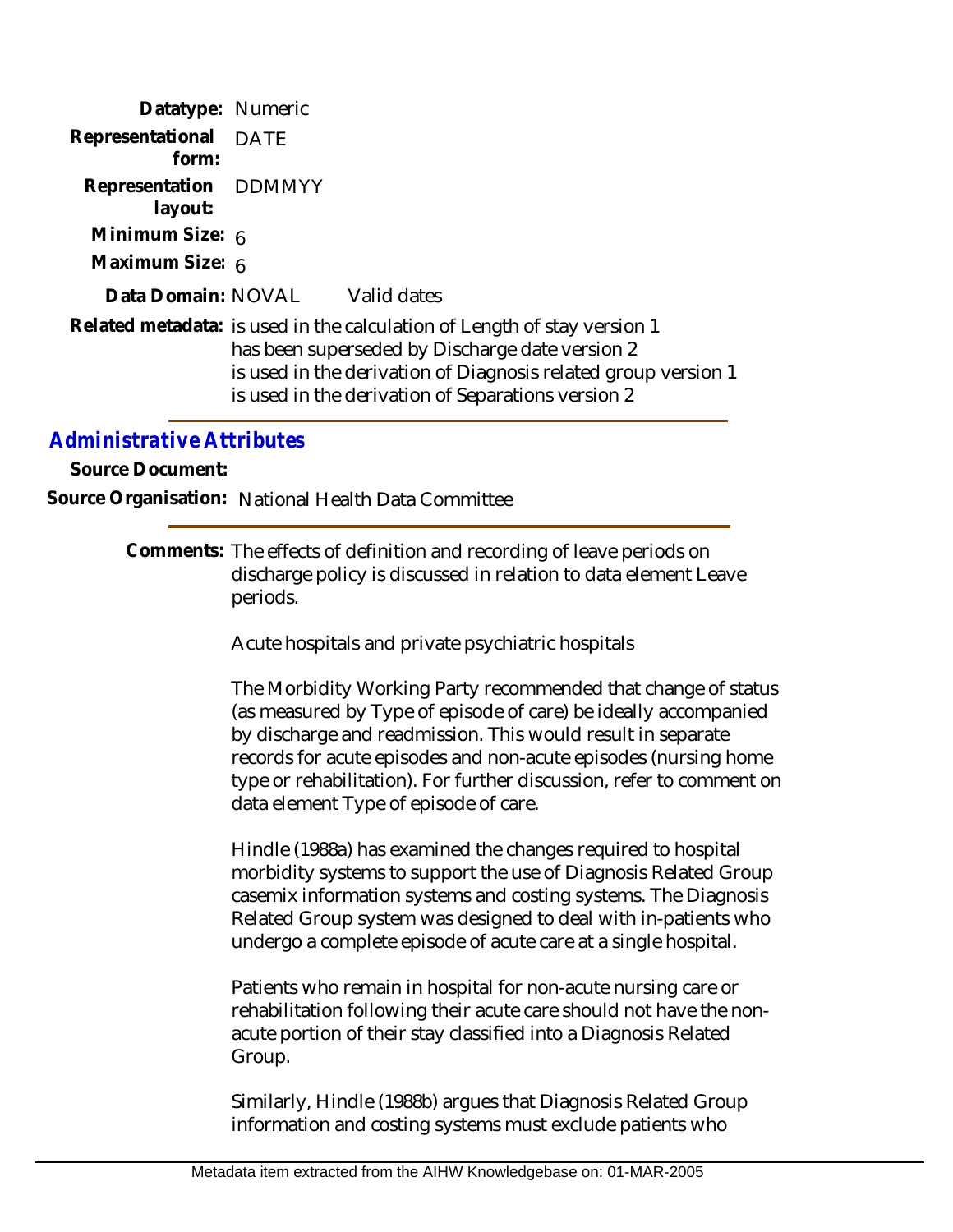**Datatype:** Numeric

**Representational form:** DATE

**Representation layout:** DDMMYY

**Minimum Size:** 6

**Maximum Size:** 6

**Data Domain:** NOVAL Valid dates

**Related metadata:** is used in the calculation of Length of stay version 1
has been superseded by Discharge date version 2
is used in the derivation of Diagnosis related group version 1
is used in the derivation of Separations version 2

## *Administrative Attributes*

**Source Document:**

**Source Organisation:** National Health Data Committee

---

**Comments:** The effects of definition and recording of leave periods on discharge policy is discussed in relation to data element Leave periods.

Acute hospitals and private psychiatric hospitals

The Morbidity Working Party recommended that change of status (as measured by Type of episode of care) be ideally accompanied by discharge and readmission. This would result in separate records for acute episodes and non-acute episodes (nursing home type or rehabilitation). For further discussion, refer to comment on data element Type of episode of care.

Hindle (1988a) has examined the changes required to hospital morbidity systems to support the use of Diagnosis Related Group casemix information systems and costing systems. The Diagnosis Related Group system was designed to deal with in-patients who undergo a complete episode of acute care at a single hospital.

Patients who remain in hospital for non-acute nursing care or rehabilitation following their acute care should not have the non-acute portion of their stay classified into a Diagnosis Related Group.

Similarly, Hindle (1988b) argues that Diagnosis Related Group information and costing systems must exclude patients who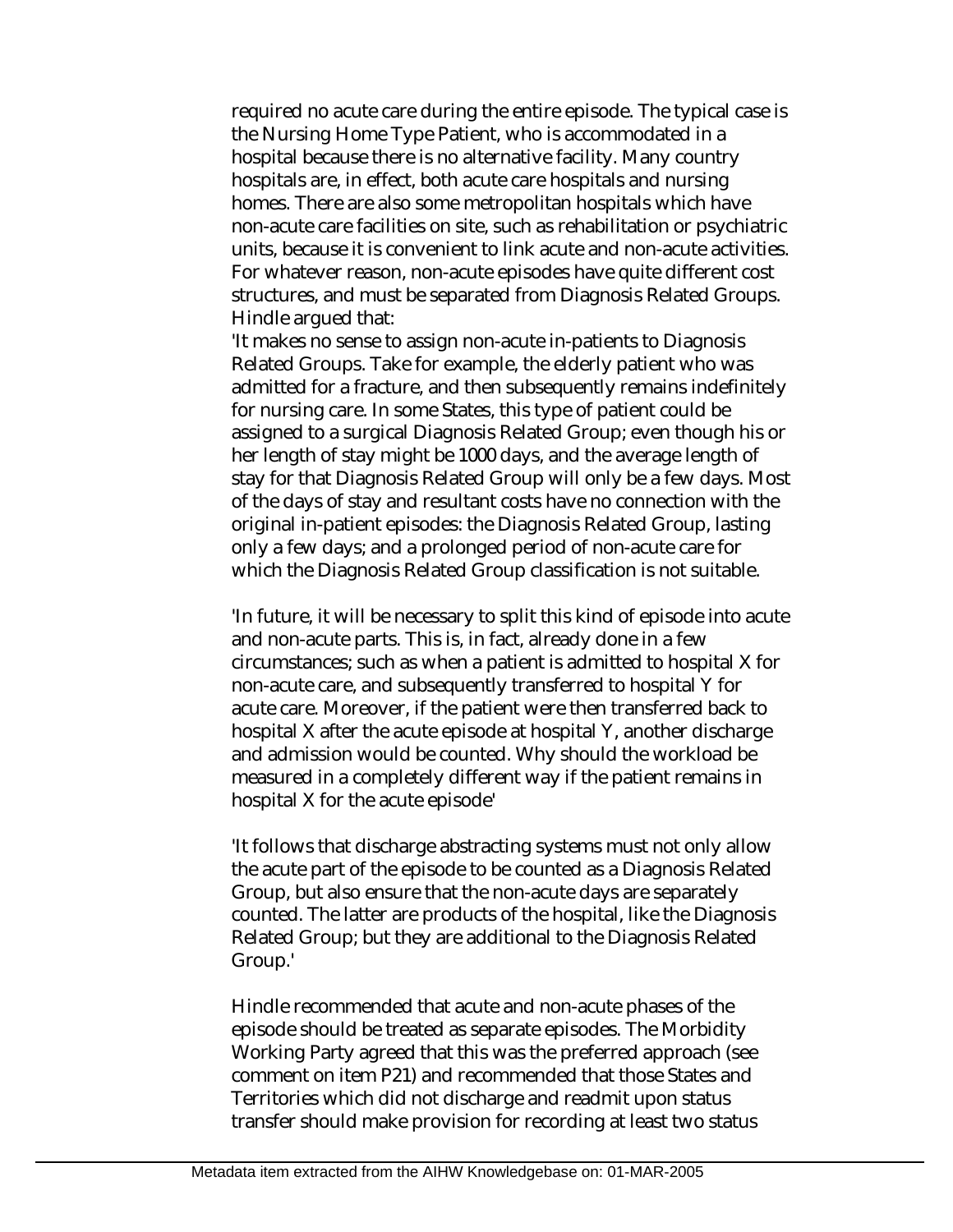required no acute care during the entire episode. The typical case is the Nursing Home Type Patient, who is accommodated in a hospital because there is no alternative facility. Many country hospitals are, in effect, both acute care hospitals and nursing homes. There are also some metropolitan hospitals which have non-acute care facilities on site, such as rehabilitation or psychiatric units, because it is convenient to link acute and non-acute activities. For whatever reason, non-acute episodes have quite different cost structures, and must be separated from Diagnosis Related Groups. Hindle argued that:

'It makes no sense to assign non-acute in-patients to Diagnosis Related Groups. Take for example, the elderly patient who was admitted for a fracture, and then subsequently remains indefinitely for nursing care. In some States, this type of patient could be assigned to a surgical Diagnosis Related Group; even though his or her length of stay might be 1000 days, and the average length of stay for that Diagnosis Related Group will only be a few days. Most of the days of stay and resultant costs have no connection with the original in-patient episodes: the Diagnosis Related Group, lasting only a few days; and a prolonged period of non-acute care for which the Diagnosis Related Group classification is not suitable.

'In future, it will be necessary to split this kind of episode into acute and non-acute parts. This is, in fact, already done in a few circumstances; such as when a patient is admitted to hospital X for non-acute care, and subsequently transferred to hospital Y for acute care. Moreover, if the patient were then transferred back to hospital X after the acute episode at hospital Y, another discharge and admission would be counted. Why should the workload be measured in a completely different way if the patient remains in hospital X for the acute episode'

'It follows that discharge abstracting systems must not only allow the acute part of the episode to be counted as a Diagnosis Related Group, but also ensure that the non-acute days are separately counted. The latter are products of the hospital, like the Diagnosis Related Group; but they are additional to the Diagnosis Related Group.'

Hindle recommended that acute and non-acute phases of the episode should be treated as separate episodes. The Morbidity Working Party agreed that this was the preferred approach (see comment on item P21) and recommended that those States and Territories which did not discharge and readmit upon status transfer should make provision for recording at least two status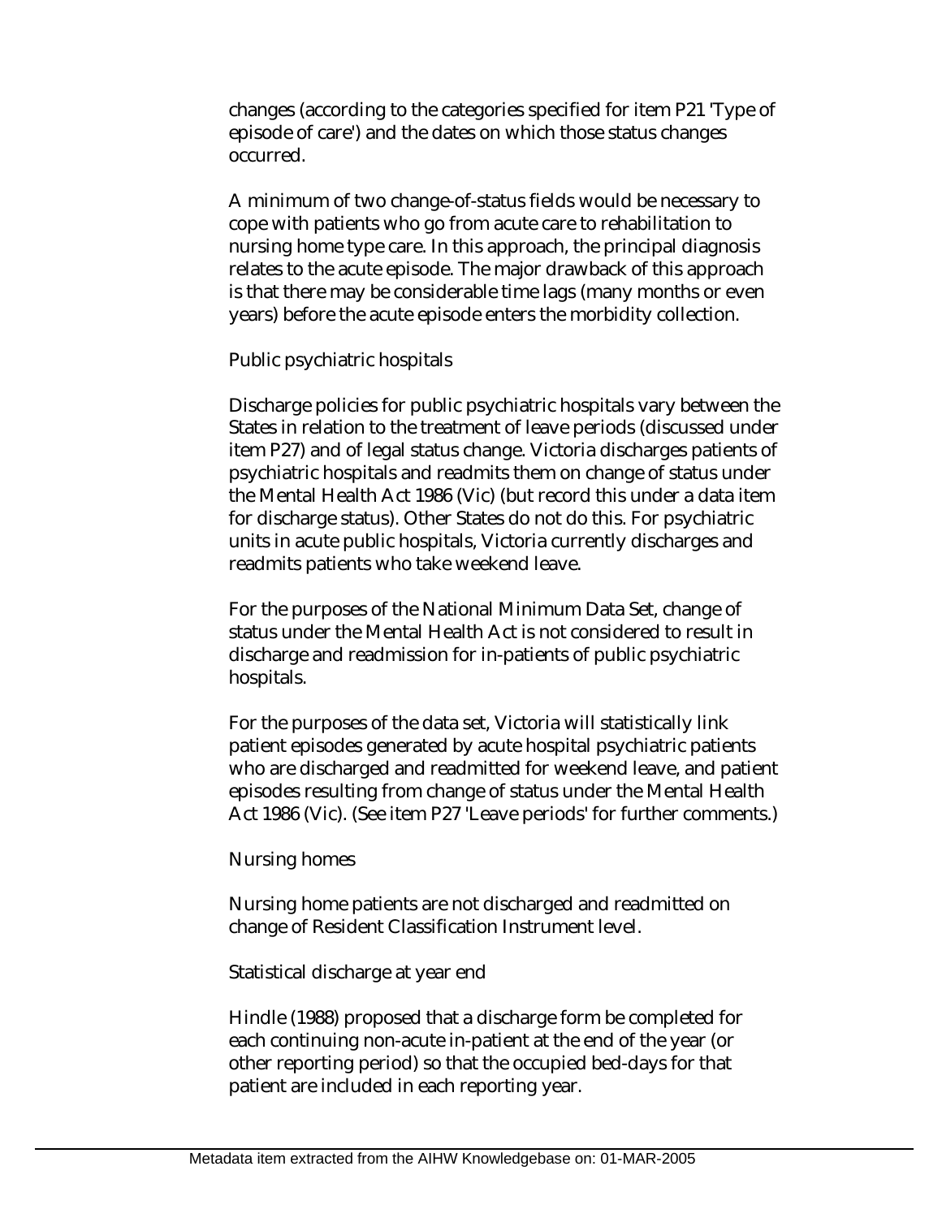changes (according to the categories specified for item P21 'Type of episode of care') and the dates on which those status changes occurred.

A minimum of two change-of-status fields would be necessary to cope with patients who go from acute care to rehabilitation to nursing home type care. In this approach, the principal diagnosis relates to the acute episode. The major drawback of this approach is that there may be considerable time lags (many months or even years) before the acute episode enters the morbidity collection.

Public psychiatric hospitals

Discharge policies for public psychiatric hospitals vary between the States in relation to the treatment of leave periods (discussed under item P27) and of legal status change. Victoria discharges patients of psychiatric hospitals and readmits them on change of status under the Mental Health Act 1986 (Vic) (but record this under a data item for discharge status). Other States do not do this. For psychiatric units in acute public hospitals, Victoria currently discharges and readmits patients who take weekend leave.

For the purposes of the National Minimum Data Set, change of status under the Mental Health Act is not considered to result in discharge and readmission for in-patients of public psychiatric hospitals.

For the purposes of the data set, Victoria will statistically link patient episodes generated by acute hospital psychiatric patients who are discharged and readmitted for weekend leave, and patient episodes resulting from change of status under the Mental Health Act 1986 (Vic). (See item P27 'Leave periods' for further comments.)

Nursing homes

Nursing home patients are not discharged and readmitted on change of Resident Classification Instrument level.

Statistical discharge at year end

Hindle (1988) proposed that a discharge form be completed for each continuing non-acute in-patient at the end of the year (or other reporting period) so that the occupied bed-days for that patient are included in each reporting year.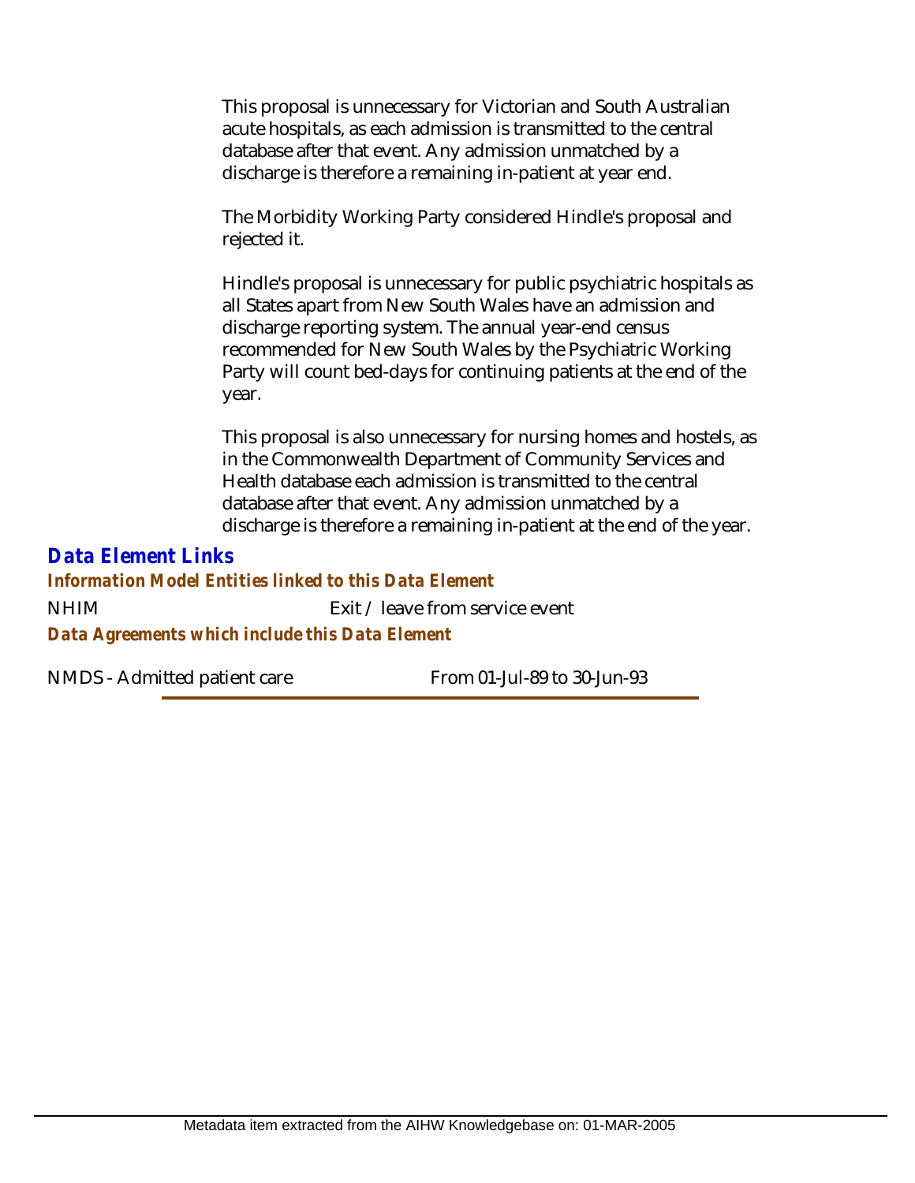This proposal is unnecessary for Victorian and South Australian acute hospitals, as each admission is transmitted to the central database after that event. Any admission unmatched by a discharge is therefore a remaining in-patient at year end.

The Morbidity Working Party considered Hindle's proposal and rejected it.

Hindle's proposal is unnecessary for public psychiatric hospitals as all States apart from New South Wales have an admission and discharge reporting system. The annual year-end census recommended for New South Wales by the Psychiatric Working Party will count bed-days for continuing patients at the end of the year.

This proposal is also unnecessary for nursing homes and hostels, as in the Commonwealth Department of Community Services and Health database each admission is transmitted to the central database after that event. Any admission unmatched by a discharge is therefore a remaining in-patient at the end of the year.

## Data Element Links

### Information Model Entities linked to this Data Element

| | |
|---|---|
| NHIM | Exit / leave from service event |

### Data Agreements which include this Data Element

| | |
|---|---|
| NMDS - Admitted patient care | From 01-Jul-89 to 30-Jun-93 |

Metadata item extracted from the AIHW Knowledgebase on: 01-MAR-2005